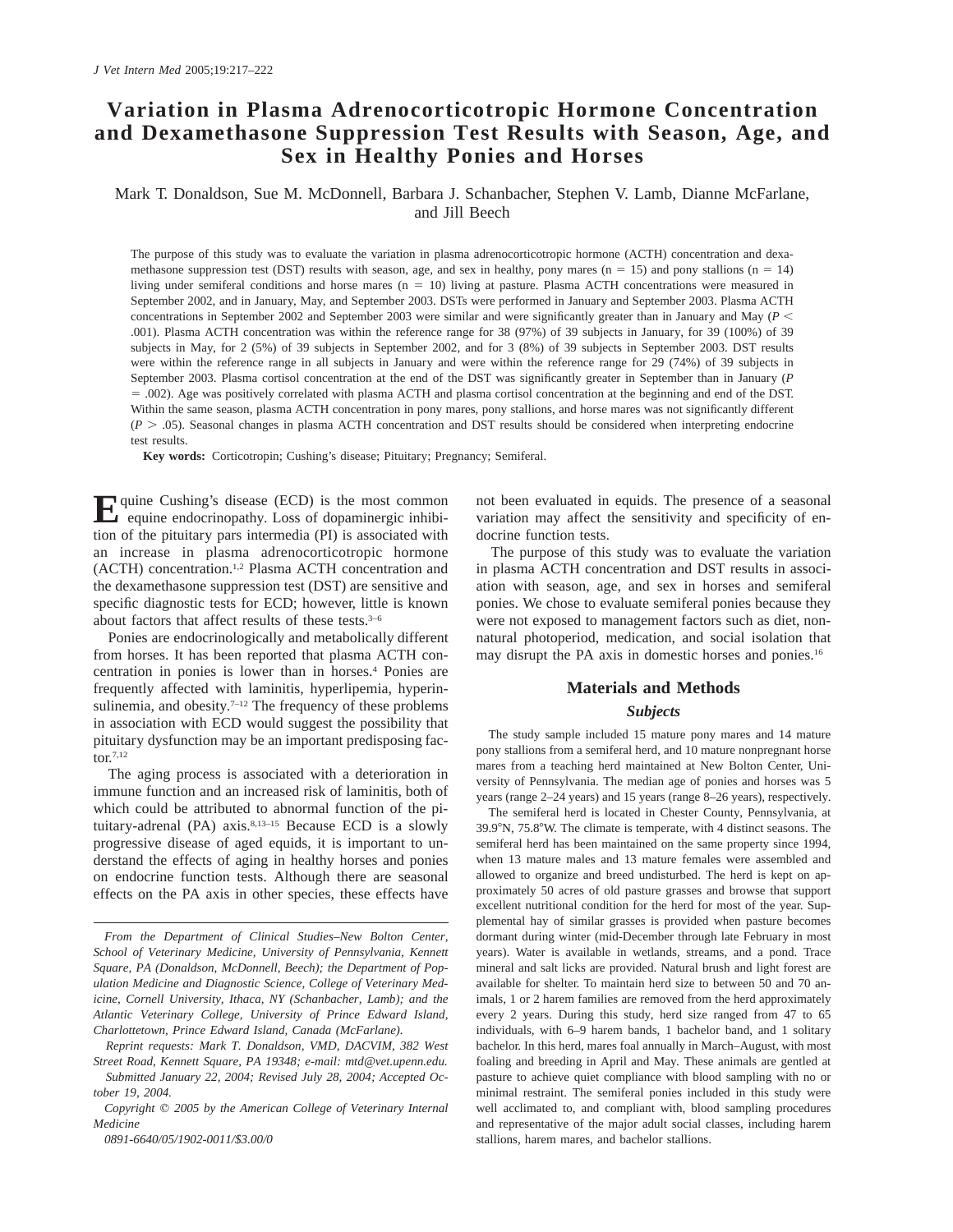# Variation in Plasma Adrenocorticotropic Hormone Concentration and Dexamethasone Suppression Test Results with Season, Age, and Sex in Healthy Ponies and Horses

Mark T. Donaldson, Sue M. McDonnell, Barbara J. Schanbacher, Stephen V. Lamb, Dianne McFarlane, and Jill Beech

The purpose of this study was to evaluate the variation in plasma adrenocorticotropic hormone (ACTH) concentration and dexamethasone suppression test (DST) results with season, age, and sex in healthy, pony mares ($n = 15$) and pony stallions ($n = 14$) living under semiferal conditions and horse mares ($n = 10$) living at pasture. Plasma ACTH concentrations were measured in September 2002, and in January, May, and September 2003. DSTs were performed in January and September 2003. Plasma ACTH concentrations in September 2002 and September 2003 were similar and were significantly greater than in January and May ($P <$ .001). Plasma ACTH concentration was within the reference range for 38 (97%) of 39 subjects in January, for 39 (100%) of 39 subjects in May, for 2 (5%) of 39 subjects in September 2002, and for 3 (8%) of 39 subjects in September 2003. DST results were within the reference range in all subjects in January and were within the reference range for 29 (74%) of 39 subjects in September 2003. Plasma cortisol concentration at the end of the DST was significantly greater in September than in January ($P =$ .002). Age was positively correlated with plasma ACTH and plasma cortisol concentration at the beginning and end of the DST. Within the same season, plasma ACTH concentration in pony mares, pony stallions, and horse mares was not significantly different ($P >$ .05). Seasonal changes in plasma ACTH concentration and DST results should be considered when interpreting endocrine test results.

**Key words:** Corticotropin; Cushing's disease; Pituitary; Pregnancy; Semiferal.

Equine Cushing's disease (ECD) is the most common equine endocrinopathy. Loss of dopaminergic inhibition of the pituitary pars intermedia (PI) is associated with an increase in plasma adrenocorticotropic hormone (ACTH) concentration.[1,2] Plasma ACTH concentration and the dexamethasone suppression test (DST) are sensitive and specific diagnostic tests for ECD; however, little is known about factors that affect results of these tests.[3–6]

Ponies are endocrinologically and metabolically different from horses. It has been reported that plasma ACTH concentration in ponies is lower than in horses.[4] Ponies are frequently affected with laminitis, hyperlipemia, hyperinsulinemia, and obesity.[7–12] The frequency of these problems in association with ECD would suggest the possibility that pituitary dysfunction may be an important predisposing factor.[7,12]

The aging process is associated with a deterioration in immune function and an increased risk of laminitis, both of which could be attributed to abnormal function of the pituitary-adrenal (PA) axis.[8,13–15] Because ECD is a slowly progressive disease of aged equids, it is important to understand the effects of aging in healthy horses and ponies on endocrine function tests. Although there are seasonal effects on the PA axis in other species, these effects have not been evaluated in equids. The presence of a seasonal variation may affect the sensitivity and specificity of endocrine function tests.

The purpose of this study was to evaluate the variation in plasma ACTH concentration and DST results in association with season, age, and sex in horses and semiferal ponies. We chose to evaluate semiferal ponies because they were not exposed to management factors such as diet, nonnatural photoperiod, medication, and social isolation that may disrupt the PA axis in domestic horses and ponies.[16]

*From the Department of Clinical Studies–New Bolton Center, School of Veterinary Medicine, University of Pennsylvania, Kennett Square, PA (Donaldson, McDonnell, Beech); the Department of Population Medicine and Diagnostic Science, College of Veterinary Medicine, Cornell University, Ithaca, NY (Schanbacher, Lamb); and the Atlantic Veterinary College, University of Prince Edward Island, Charlottetown, Prince Edward Island, Canada (McFarlane).*

*Reprint requests: Mark T. Donaldson, VMD, DACVIM, 382 West Street Road, Kennett Square, PA 19348; e-mail: mtd@vet.upenn.edu.*

*Submitted January 22, 2004; Revised July 28, 2004; Accepted October 19, 2004.*

*Copyright © 2005 by the American College of Veterinary Internal Medicine*

*0891-6640/05/1902-0011/$3.00/0*

## Materials and Methods

### Subjects

The study sample included 15 mature pony mares and 14 mature pony stallions from a semiferal herd, and 10 mature nonpregnant horse mares from a teaching herd maintained at New Bolton Center, University of Pennsylvania. The median age of ponies and horses was 5 years (range 2–24 years) and 15 years (range 8–26 years), respectively.

The semiferal herd is located in Chester County, Pennsylvania, at 39.9°N, 75.8°W. The climate is temperate, with 4 distinct seasons. The semiferal herd has been maintained on the same property since 1994, when 13 mature males and 13 mature females were assembled and allowed to organize and breed undisturbed. The herd is kept on approximately 50 acres of old pasture grasses and browse that support excellent nutritional condition for the herd for most of the year. Supplemental hay of similar grasses is provided when pasture becomes dormant during winter (mid-December through late February in most years). Water is available in wetlands, streams, and a pond. Trace mineral and salt licks are provided. Natural brush and light forest are available for shelter. To maintain herd size to between 50 and 70 animals, 1 or 2 harem families are removed from the herd approximately every 2 years. During this study, herd size ranged from 47 to 65 individuals, with 6–9 harem bands, 1 bachelor band, and 1 solitary bachelor. In this herd, mares foal annually in March–August, with most foaling and breeding in April and May. These animals are gentled at pasture to achieve quiet compliance with blood sampling with no or minimal restraint. The semiferal ponies included in this study were well acclimated to, and compliant with, blood sampling procedures and representative of the major adult social classes, including harem stallions, harem mares, and bachelor stallions.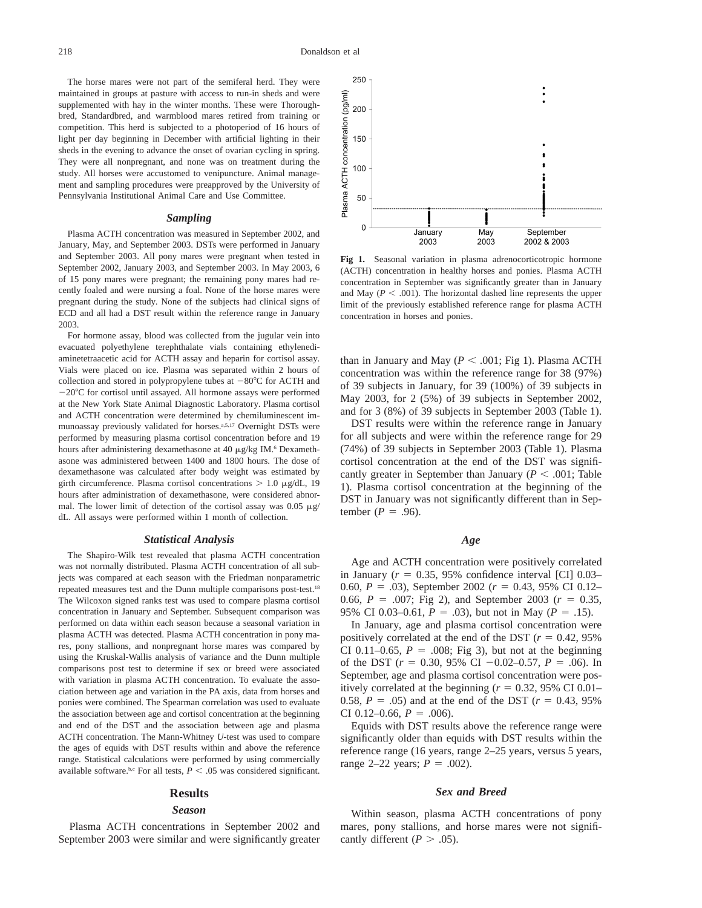The horse mares were not part of the semiferal herd. They were maintained in groups at pasture with access to run-in sheds and were supplemented with hay in the winter months. These were Thoroughbred, Standardbred, and warmblood mares retired from training or competition. This herd is subjected to a photoperiod of 16 hours of light per day beginning in December with artificial lighting in their sheds in the evening to advance the onset of ovarian cycling in spring. They were all nonpregnant, and none was on treatment during the study. All horses were accustomed to venipuncture. Animal management and sampling procedures were preapproved by the University of Pennsylvania Institutional Animal Care and Use Committee.

### *Sampling*

Plasma ACTH concentration was measured in September 2002, and January, May, and September 2003. DSTs were performed in January and September 2003. All pony mares were pregnant when tested in September 2002, January 2003, and September 2003. In May 2003, 6 of 15 pony mares were pregnant; the remaining pony mares had recently foaled and were nursing a foal. None of the horse mares were pregnant during the study. None of the subjects had clinical signs of ECD and all had a DST result within the reference range in January 2003.

For hormone assay, blood was collected from the jugular vein into evacuated polyethylene terephthalate vials containing ethylenediaminetetraacetic acid for ACTH assay and heparin for cortisol assay. Vials were placed on ice. Plasma was separated within 2 hours of collection and stored in polypropylene tubes at −80°C for ACTH and −20°C for cortisol until assayed. All hormone assays were performed at the New York State Animal Diagnostic Laboratory. Plasma cortisol and ACTH concentration were determined by chemiluminescent immunoassay previously validated for horses.[a,5,17] Overnight DSTs were performed by measuring plasma cortisol concentration before and 19 hours after administering dexamethasone at 40 μg/kg IM.[6] Dexamethasone was administered between 1400 and 1800 hours. The dose of dexamethasone was calculated after body weight was estimated by girth circumference. Plasma cortisol concentrations > 1.0 μg/dL, 19 hours after administration of dexamethasone, were considered abnormal. The lower limit of detection of the cortisol assay was 0.05 μg/dL. All assays were performed within 1 month of collection.

### *Statistical Analysis*

The Shapiro-Wilk test revealed that plasma ACTH concentration was not normally distributed. Plasma ACTH concentration of all subjects was compared at each season with the Friedman nonparametric repeated measures test and the Dunn multiple comparisons post-test.[18] The Wilcoxon signed ranks test was used to compare plasma cortisol concentration in January and September. Subsequent comparison was performed on data within each season because a seasonal variation in plasma ACTH was detected. Plasma ACTH concentration in pony mares, pony stallions, and nonpregnant horse mares was compared by using the Kruskal-Wallis analysis of variance and the Dunn multiple comparisons post test to determine if sex or breed were associated with variation in plasma ACTH concentration. To evaluate the association between age and variation in the PA axis, data from horses and ponies were combined. The Spearman correlation was used to evaluate the association between age and cortisol concentration at the beginning and end of the DST and the association between age and plasma ACTH concentration. The Mann-Whitney *U*-test was used to compare the ages of equids with DST results within and above the reference range. Statistical calculations were performed by using commercially available software.[b,c] For all tests, $P < .05$ was considered significant.

## Results

### *Season*

Plasma ACTH concentrations in September 2002 and September 2003 were similar and were significantly greater than in January and May ($P < .001$; Fig 1). Plasma ACTH concentration was within the reference range for 38 (97%) of 39 subjects in January, for 39 (100%) of 39 subjects in May 2003, for 2 (5%) of 39 subjects in September 2002, and for 3 (8%) of 39 subjects in September 2003 (Table 1).

Plasma ACTH concentration (pg/ml)
250
200
150
100
50
0
January 2003
May 2003
September 2002 & 2003

**Fig 1.** Seasonal variation in plasma adrenocorticotropic hormone (ACTH) concentration in healthy horses and ponies. Plasma ACTH concentration in September was significantly greater than in January and May ($P < .001$). The horizontal dashed line represents the upper limit of the previously established reference range for plasma ACTH concentration in horses and ponies.

DST results were within the reference range in January for all subjects and were within the reference range for 29 (74%) of 39 subjects in September 2003 (Table 1). Plasma cortisol concentration at the end of the DST was significantly greater in September than January ($P < .001$; Table 1). Plasma cortisol concentration at the beginning of the DST in January was not significantly different than in September ($P = .96$).

### *Age*

Age and ACTH concentration were positively correlated in January ($r = 0.35$, 95% confidence interval [CI] 0.03–0.60, $P = .03$), September 2002 ($r = 0.43$, 95% CI 0.12–0.66, $P = .007$; Fig 2), and September 2003 ($r = 0.35$, 95% CI 0.03–0.61, $P = .03$), but not in May ($P = .15$).

In January, age and plasma cortisol concentration were positively correlated at the end of the DST ($r = 0.42$, 95% CI 0.11–0.65, $P = .008$; Fig 3), but not at the beginning of the DST ($r = 0.30$, 95% CI −0.02–0.57, $P = .06$). In September, age and plasma cortisol concentration were positively correlated at the beginning ($r = 0.32$, 95% CI 0.01–0.58, $P = .05$) and at the end of the DST ($r = 0.43$, 95% CI 0.12–0.66, $P = .006$).

Equids with DST results above the reference range were significantly older than equids with DST results within the reference range (16 years, range 2–25 years, versus 5 years, range 2–22 years; $P = .002$).

### *Sex and Breed*

Within season, plasma ACTH concentrations of pony mares, pony stallions, and horse mares were not significantly different ($P > .05$).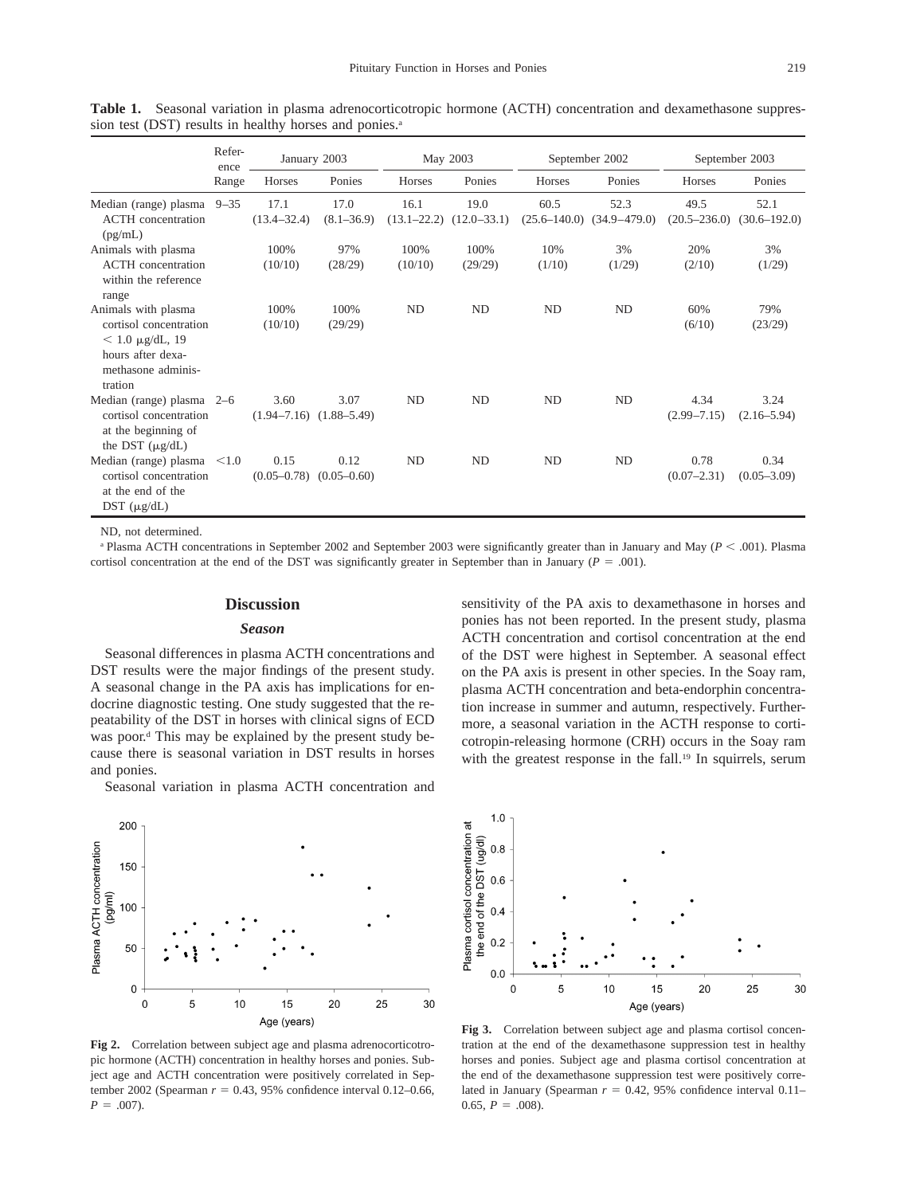**Table 1.** Seasonal variation in plasma adrenocorticotropic hormone (ACTH) concentration and dexamethasone suppression test (DST) results in healthy horses and ponies.[a]

| | Reference Range | January 2003 | | May 2003 | | September 2002 | | September 2003 | |
|---|---|---|---|---|---|---|---|---|---|
| | | Horses | Ponies | Horses | Ponies | Horses | Ponies | Horses | Ponies |
| Median (range) plasma ACTH concentration (pg/mL) | 9–35 | 17.1 (13.4–32.4) | 17.0 (8.1–36.9) | 16.1 (13.1–22.2) | 19.0 (12.0–33.1) | 60.5 (25.6–140.0) | 52.3 (34.9–479.0) | 49.5 (20.5–236.0) | 52.1 (30.6–192.0) |
| Animals with plasma ACTH concentration within the reference range | | 100% (10/10) | 97% (28/29) | 100% (10/10) | 100% (29/29) | 10% (1/10) | 3% (1/29) | 20% (2/10) | 3% (1/29) |
| Animals with plasma cortisol concentration < 1.0 μg/dL, 19 hours after dexamethasone administration | | 100% (10/10) | 100% (29/29) | ND | ND | ND | ND | 60% (6/10) | 79% (23/29) |
| Median (range) plasma cortisol concentration at the beginning of the DST (μg/dL) | 2–6 | 3.60 (1.94–7.16) | 3.07 (1.88–5.49) | ND | ND | ND | ND | 4.34 (2.99–7.15) | 3.24 (2.16–5.94) |
| Median (range) plasma cortisol concentration at the end of the DST (μg/dL) | <1.0 | 0.15 (0.05–0.78) | 0.12 (0.05–0.60) | ND | ND | ND | ND | 0.78 (0.07–2.31) | 0.34 (0.05–3.09) |

ND, not determined.

[a] Plasma ACTH concentrations in September 2002 and September 2003 were significantly greater than in January and May ($P < .001$). Plasma cortisol concentration at the end of the DST was significantly greater in September than in January ($P = .001$).

## Discussion

### *Season*

Seasonal differences in plasma ACTH concentrations and DST results were the major findings of the present study. A seasonal change in the PA axis has implications for endocrine diagnostic testing. One study suggested that the repeatability of the DST in horses with clinical signs of ECD was poor.[d] This may be explained by the present study because there is seasonal variation in DST results in horses and ponies.

Seasonal variation in plasma ACTH concentration and sensitivity of the PA axis to dexamethasone in horses and ponies has not been reported. In the present study, plasma ACTH concentration and cortisol concentration at the end of the DST were highest in September. A seasonal effect on the PA axis is present in other species. In the Soay ram, plasma ACTH concentration and beta-endorphin concentration increase in summer and autumn, respectively. Furthermore, a seasonal variation in the ACTH response to corticotropin-releasing hormone (CRH) occurs in the Soay ram with the greatest response in the fall.[19] In squirrels, serum

Plasma ACTH concentration (pg/ml)
200
150
100
50
0
0 5 10 15 20 25 30
Age (years)

**Fig 2.** Correlation between subject age and plasma adrenocorticotropic hormone (ACTH) concentration in healthy horses and ponies. Subject age and ACTH concentration were positively correlated in September 2002 (Spearman $r = 0.43$, 95% confidence interval 0.12–0.66, $P = .007$).

Plasma cortisol concentration at the end of the DST (ug/dl)
1.0
0.8
0.6
0.4
0.2
0.0
0 5 10 15 20 25 30
Age (years)

**Fig 3.** Correlation between subject age and plasma cortisol concentration at the end of the dexamethasone suppression test in healthy horses and ponies. Subject age and plasma cortisol concentration at the end of the dexamethasone suppression test were positively correlated in January (Spearman $r = 0.42$, 95% confidence interval 0.11–0.65, $P = .008$).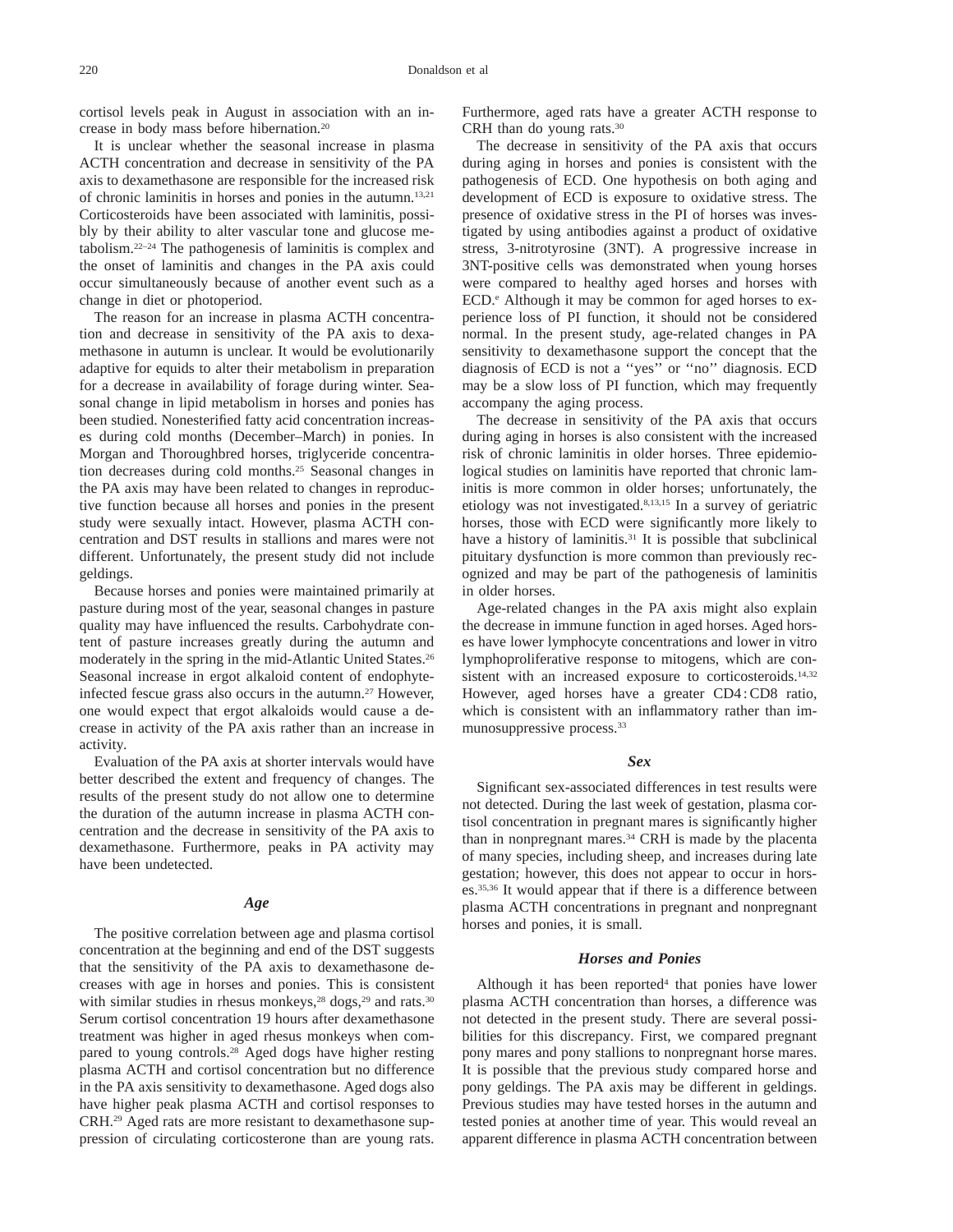cortisol levels peak in August in association with an increase in body mass before hibernation.[20]

It is unclear whether the seasonal increase in plasma ACTH concentration and decrease in sensitivity of the PA axis to dexamethasone are responsible for the increased risk of chronic laminitis in horses and ponies in the autumn.[13,21] Corticosteroids have been associated with laminitis, possibly by their ability to alter vascular tone and glucose metabolism.[22–24] The pathogenesis of laminitis is complex and the onset of laminitis and changes in the PA axis could occur simultaneously because of another event such as a change in diet or photoperiod.

The reason for an increase in plasma ACTH concentration and decrease in sensitivity of the PA axis to dexamethasone in autumn is unclear. It would be evolutionarily adaptive for equids to alter their metabolism in preparation for a decrease in availability of forage during winter. Seasonal change in lipid metabolism in horses and ponies has been studied. Nonesterified fatty acid concentration increases during cold months (December–March) in ponies. In Morgan and Thoroughbred horses, triglyceride concentration decreases during cold months.[25] Seasonal changes in the PA axis may have been related to changes in reproductive function because all horses and ponies in the present study were sexually intact. However, plasma ACTH concentration and DST results in stallions and mares were not different. Unfortunately, the present study did not include geldings.

Because horses and ponies were maintained primarily at pasture during most of the year, seasonal changes in pasture quality may have influenced the results. Carbohydrate content of pasture increases greatly during the autumn and moderately in the spring in the mid-Atlantic United States.[26] Seasonal increase in ergot alkaloid content of endophyte-infected fescue grass also occurs in the autumn.[27] However, one would expect that ergot alkaloids would cause a decrease in activity of the PA axis rather than an increase in activity.

Evaluation of the PA axis at shorter intervals would have better described the extent and frequency of changes. The results of the present study do not allow one to determine the duration of the autumn increase in plasma ACTH concentration and the decrease in sensitivity of the PA axis to dexamethasone. Furthermore, peaks in PA activity may have been undetected.

### *Age*

The positive correlation between age and plasma cortisol concentration at the beginning and end of the DST suggests that the sensitivity of the PA axis to dexamethasone decreases with age in horses and ponies. This is consistent with similar studies in rhesus monkeys,[28] dogs,[29] and rats.[30] Serum cortisol concentration 19 hours after dexamethasone treatment was higher in aged rhesus monkeys when compared to young controls.[28] Aged dogs have higher resting plasma ACTH and cortisol concentration but no difference in the PA axis sensitivity to dexamethasone. Aged dogs also have higher peak plasma ACTH and cortisol responses to CRH.[29] Aged rats are more resistant to dexamethasone suppression of circulating corticosterone than are young rats. Furthermore, aged rats have a greater ACTH response to CRH than do young rats.[30]

The decrease in sensitivity of the PA axis that occurs during aging in horses and ponies is consistent with the pathogenesis of ECD. One hypothesis on both aging and development of ECD is exposure to oxidative stress. The presence of oxidative stress in the PI of horses was investigated by using antibodies against a product of oxidative stress, 3-nitrotyrosine (3NT). A progressive increase in 3NT-positive cells was demonstrated when young horses were compared to healthy aged horses and horses with ECD.[e] Although it may be common for aged horses to experience loss of PI function, it should not be considered normal. In the present study, age-related changes in PA sensitivity to dexamethasone support the concept that the diagnosis of ECD is not a ''yes'' or ''no'' diagnosis. ECD may be a slow loss of PI function, which may frequently accompany the aging process.

The decrease in sensitivity of the PA axis that occurs during aging in horses is also consistent with the increased risk of chronic laminitis in older horses. Three epidemiological studies on laminitis have reported that chronic laminitis is more common in older horses; unfortunately, the etiology was not investigated.[8,13,15] In a survey of geriatric horses, those with ECD were significantly more likely to have a history of laminitis.[31] It is possible that subclinical pituitary dysfunction is more common than previously recognized and may be part of the pathogenesis of laminitis in older horses.

Age-related changes in the PA axis might also explain the decrease in immune function in aged horses. Aged horses have lower lymphocyte concentrations and lower in vitro lymphoproliferative response to mitogens, which are consistent with an increased exposure to corticosteroids.[14,32] However, aged horses have a greater CD4 : CD8 ratio, which is consistent with an inflammatory rather than immunosuppressive process.[33]

### *Sex*

Significant sex-associated differences in test results were not detected. During the last week of gestation, plasma cortisol concentration in pregnant mares is significantly higher than in nonpregnant mares.[34] CRH is made by the placenta of many species, including sheep, and increases during late gestation; however, this does not appear to occur in horses.[35,36] It would appear that if there is a difference between plasma ACTH concentrations in pregnant and nonpregnant horses and ponies, it is small.

### *Horses and Ponies*

Although it has been reported[4] that ponies have lower plasma ACTH concentration than horses, a difference was not detected in the present study. There are several possibilities for this discrepancy. First, we compared pregnant pony mares and pony stallions to nonpregnant horse mares. It is possible that the previous study compared horse and pony geldings. The PA axis may be different in geldings. Previous studies may have tested horses in the autumn and tested ponies at another time of year. This would reveal an apparent difference in plasma ACTH concentration between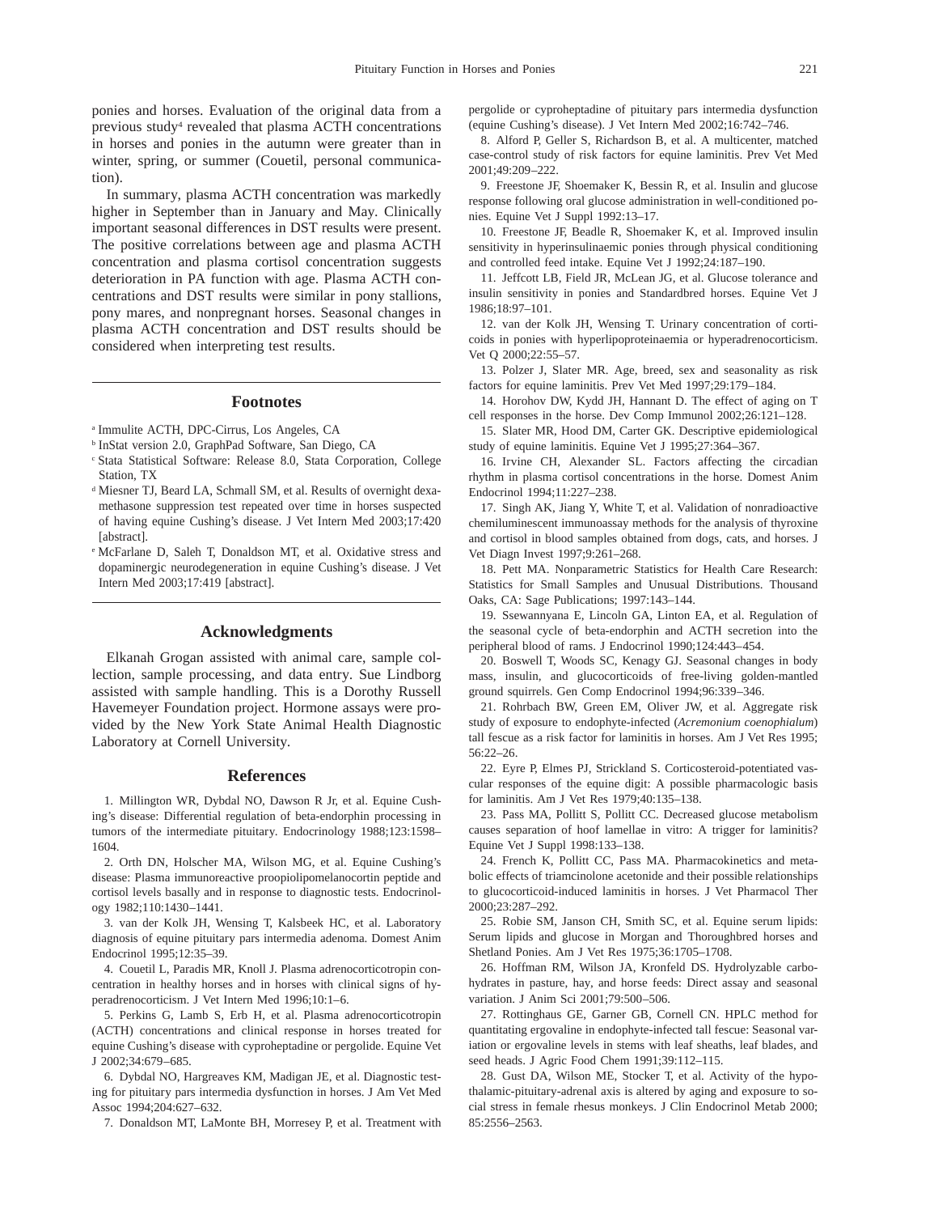ponies and horses. Evaluation of the original data from a previous study[4] revealed that plasma ACTH concentrations in horses and ponies in the autumn were greater than in winter, spring, or summer (Couetil, personal communication).

In summary, plasma ACTH concentration was markedly higher in September than in January and May. Clinically important seasonal differences in DST results were present. The positive correlations between age and plasma ACTH concentration and plasma cortisol concentration suggests deterioration in PA function with age. Plasma ACTH concentrations and DST results were similar in pony stallions, pony mares, and nonpregnant horses. Seasonal changes in plasma ACTH concentration and DST results should be considered when interpreting test results.

## Footnotes

[a] Immulite ACTH, DPC-Cirrus, Los Angeles, CA

[b] InStat version 2.0, GraphPad Software, San Diego, CA

[c] Stata Statistical Software: Release 8.0, Stata Corporation, College Station, TX

[d] Miesner TJ, Beard LA, Schmall SM, et al. Results of overnight dexamethasone suppression test repeated over time in horses suspected of having equine Cushing's disease. J Vet Intern Med 2003;17:420 [abstract].

[e] McFarlane D, Saleh T, Donaldson MT, et al. Oxidative stress and dopaminergic neurodegeneration in equine Cushing's disease. J Vet Intern Med 2003;17:419 [abstract].

## Acknowledgments

Elkanah Grogan assisted with animal care, sample collection, sample processing, and data entry. Sue Lindborg assisted with sample handling. This is a Dorothy Russell Havemeyer Foundation project. Hormone assays were provided by the New York State Animal Health Diagnostic Laboratory at Cornell University.

## References

1. Millington WR, Dybdal NO, Dawson R Jr, et al. Equine Cushing's disease: Differential regulation of beta-endorphin processing in tumors of the intermediate pituitary. Endocrinology 1988;123:1598–1604.

2. Orth DN, Holscher MA, Wilson MG, et al. Equine Cushing's disease: Plasma immunoreactive proopiolipomelanocortin peptide and cortisol levels basally and in response to diagnostic tests. Endocrinology 1982;110:1430–1441.

3. van der Kolk JH, Wensing T, Kalsbeek HC, et al. Laboratory diagnosis of equine pituitary pars intermedia adenoma. Domest Anim Endocrinol 1995;12:35–39.

4. Couetil L, Paradis MR, Knoll J. Plasma adrenocorticotropin concentration in healthy horses and in horses with clinical signs of hyperadrenocorticism. J Vet Intern Med 1996;10:1–6.

5. Perkins G, Lamb S, Erb H, et al. Plasma adrenocorticotropin (ACTH) concentrations and clinical response in horses treated for equine Cushing's disease with cyproheptadine or pergolide. Equine Vet J 2002;34:679–685.

6. Dybdal NO, Hargreaves KM, Madigan JE, et al. Diagnostic testing for pituitary pars intermedia dysfunction in horses. J Am Vet Med Assoc 1994;204:627–632.

7. Donaldson MT, LaMonte BH, Morresey P, et al. Treatment with pergolide or cyproheptadine of pituitary pars intermedia dysfunction (equine Cushing's disease). J Vet Intern Med 2002;16:742–746.

8. Alford P, Geller S, Richardson B, et al. A multicenter, matched case-control study of risk factors for equine laminitis. Prev Vet Med 2001;49:209–222.

9. Freestone JF, Shoemaker K, Bessin R, et al. Insulin and glucose response following oral glucose administration in well-conditioned ponies. Equine Vet J Suppl 1992:13–17.

10. Freestone JF, Beadle R, Shoemaker K, et al. Improved insulin sensitivity in hyperinsulinaemic ponies through physical conditioning and controlled feed intake. Equine Vet J 1992;24:187–190.

11. Jeffcott LB, Field JR, McLean JG, et al. Glucose tolerance and insulin sensitivity in ponies and Standardbred horses. Equine Vet J 1986;18:97–101.

12. van der Kolk JH, Wensing T. Urinary concentration of corticoids in ponies with hyperlipoproteinaemia or hyperadrenocorticism. Vet Q 2000;22:55–57.

13. Polzer J, Slater MR. Age, breed, sex and seasonality as risk factors for equine laminitis. Prev Vet Med 1997;29:179–184.

14. Horohov DW, Kydd JH, Hannant D. The effect of aging on T cell responses in the horse. Dev Comp Immunol 2002;26:121–128.

15. Slater MR, Hood DM, Carter GK. Descriptive epidemiological study of equine laminitis. Equine Vet J 1995;27:364–367.

16. Irvine CH, Alexander SL. Factors affecting the circadian rhythm in plasma cortisol concentrations in the horse. Domest Anim Endocrinol 1994;11:227–238.

17. Singh AK, Jiang Y, White T, et al. Validation of nonradioactive chemiluminescent immunoassay methods for the analysis of thyroxine and cortisol in blood samples obtained from dogs, cats, and horses. J Vet Diagn Invest 1997;9:261–268.

18. Pett MA. Nonparametric Statistics for Health Care Research: Statistics for Small Samples and Unusual Distributions. Thousand Oaks, CA: Sage Publications; 1997:143–144.

19. Ssewannyana E, Lincoln GA, Linton EA, et al. Regulation of the seasonal cycle of beta-endorphin and ACTH secretion into the peripheral blood of rams. J Endocrinol 1990;124:443–454.

20. Boswell T, Woods SC, Kenagy GJ. Seasonal changes in body mass, insulin, and glucocorticoids of free-living golden-mantled ground squirrels. Gen Comp Endocrinol 1994;96:339–346.

21. Rohrbach BW, Green EM, Oliver JW, et al. Aggregate risk study of exposure to endophyte-infected (*Acremonium coenophialum*) tall fescue as a risk factor for laminitis in horses. Am J Vet Res 1995;56:22–26.

22. Eyre P, Elmes PJ, Strickland S. Corticosteroid-potentiated vascular responses of the equine digit: A possible pharmacologic basis for laminitis. Am J Vet Res 1979;40:135–138.

23. Pass MA, Pollitt S, Pollitt CC. Decreased glucose metabolism causes separation of hoof lamellae in vitro: A trigger for laminitis? Equine Vet J Suppl 1998:133–138.

24. French K, Pollitt CC, Pass MA. Pharmacokinetics and metabolic effects of triamcinolone acetonide and their possible relationships to glucocorticoid-induced laminitis in horses. J Vet Pharmacol Ther 2000;23:287–292.

25. Robie SM, Janson CH, Smith SC, et al. Equine serum lipids: Serum lipids and glucose in Morgan and Thoroughbred horses and Shetland Ponies. Am J Vet Res 1975;36:1705–1708.

26. Hoffman RM, Wilson JA, Kronfeld DS. Hydrolyzable carbohydrates in pasture, hay, and horse feeds: Direct assay and seasonal variation. J Anim Sci 2001;79:500–506.

27. Rottinghaus GE, Garner GB, Cornell CN. HPLC method for quantitating ergovaline in endophyte-infected tall fescue: Seasonal variation or ergovaline levels in stems with leaf sheaths, leaf blades, and seed heads. J Agric Food Chem 1991;39:112–115.

28. Gust DA, Wilson ME, Stocker T, et al. Activity of the hypothalamic-pituitary-adrenal axis is altered by aging and exposure to social stress in female rhesus monkeys. J Clin Endocrinol Metab 2000;85:2556–2563.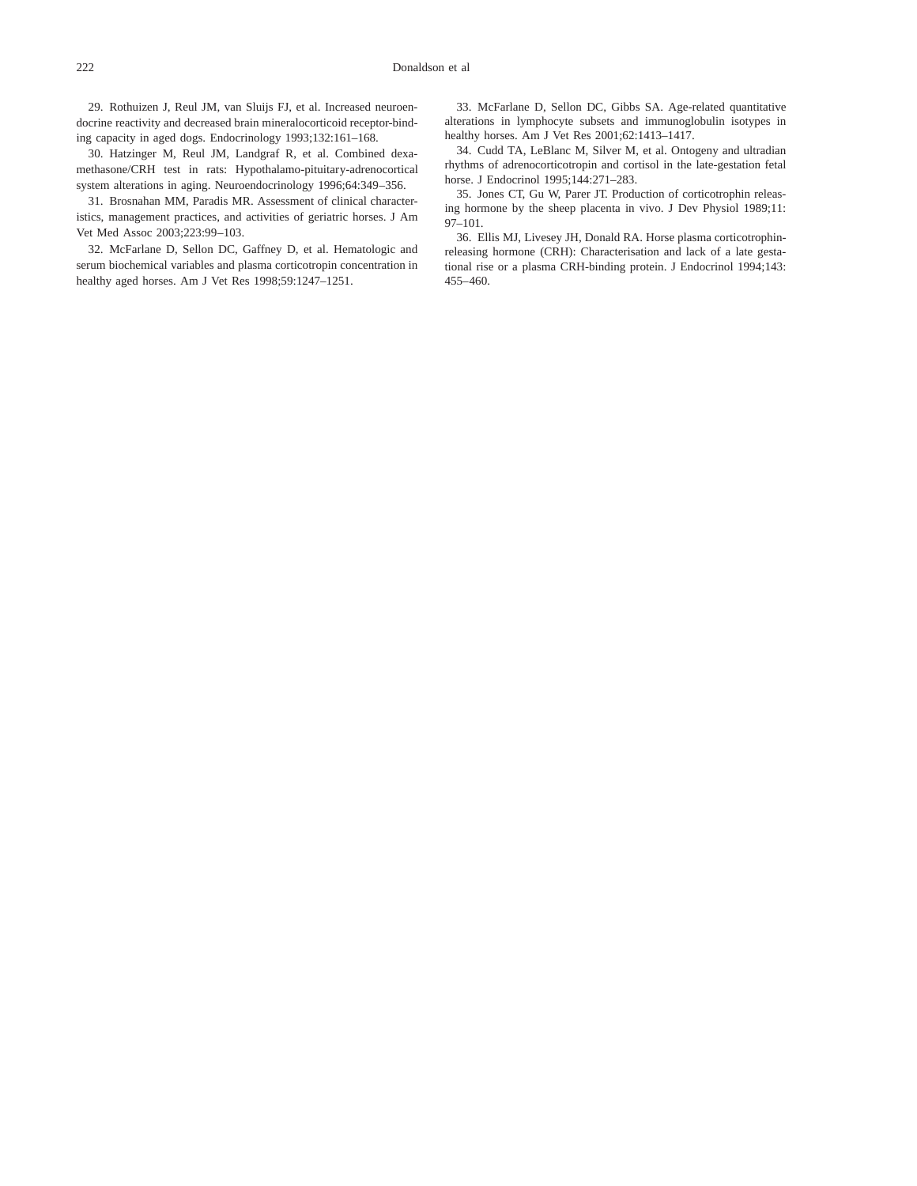29. Rothuizen J, Reul JM, van Sluijs FJ, et al. Increased neuroendocrine reactivity and decreased brain mineralocorticoid receptor-binding capacity in aged dogs. Endocrinology 1993;132:161–168.

30. Hatzinger M, Reul JM, Landgraf R, et al. Combined dexamethasone/CRH test in rats: Hypothalamo-pituitary-adrenocortical system alterations in aging. Neuroendocrinology 1996;64:349–356.

31. Brosnahan MM, Paradis MR. Assessment of clinical characteristics, management practices, and activities of geriatric horses. J Am Vet Med Assoc 2003;223:99–103.

32. McFarlane D, Sellon DC, Gaffney D, et al. Hematologic and serum biochemical variables and plasma corticotropin concentration in healthy aged horses. Am J Vet Res 1998;59:1247–1251.

33. McFarlane D, Sellon DC, Gibbs SA. Age-related quantitative alterations in lymphocyte subsets and immunoglobulin isotypes in healthy horses. Am J Vet Res 2001;62:1413–1417.

34. Cudd TA, LeBlanc M, Silver M, et al. Ontogeny and ultradian rhythms of adrenocorticotropin and cortisol in the late-gestation fetal horse. J Endocrinol 1995;144:271–283.

35. Jones CT, Gu W, Parer JT. Production of corticotrophin releasing hormone by the sheep placenta in vivo. J Dev Physiol 1989;11:97–101.

36. Ellis MJ, Livesey JH, Donald RA. Horse plasma corticotrophin-releasing hormone (CRH): Characterisation and lack of a late gestational rise or a plasma CRH-binding protein. J Endocrinol 1994;143:455–460.